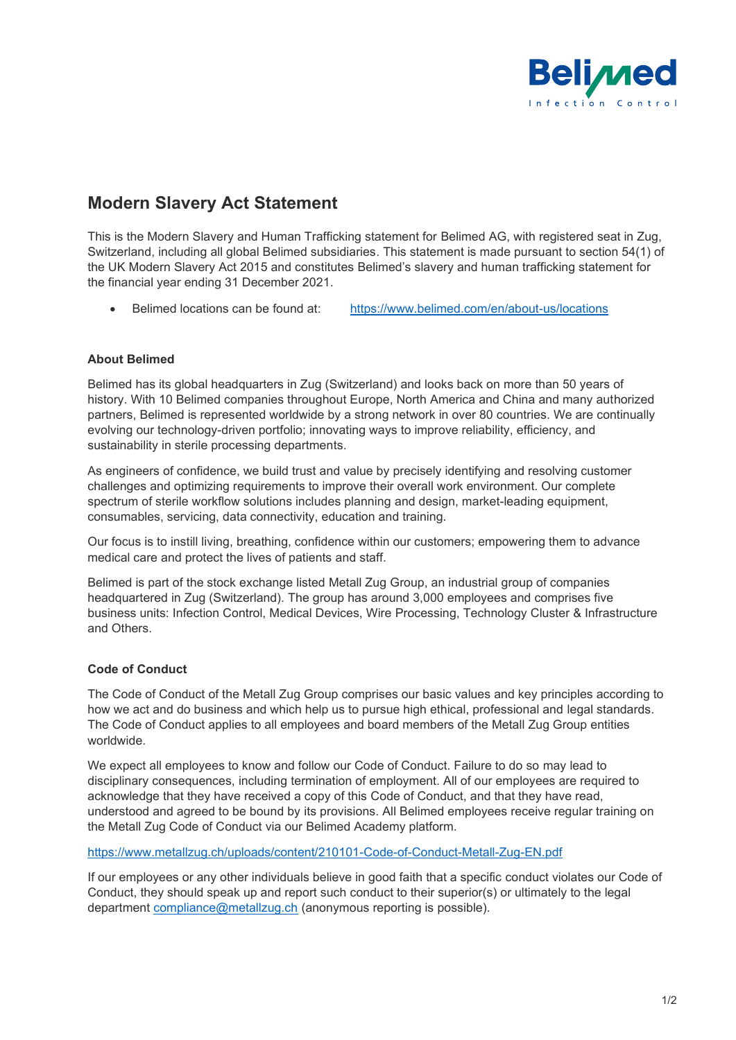# Modern Slavery Act Statement

This is the Modern Slavery and Human Trafficking statement for Belimed AG, with registered seat in Zug, Switzerland, including all global Belimed subsidiaries. This statement is made pursuant to section 54(1) of the UK Modern Slavery Act 2015 and constitutes Belimed's slavery and human trafficking statement for the financial year ending 31 December 2021.

- Belimed locations can be found at: https://www.belimed.com/en/about-us/locations

### About Belimed

Belimed has its global headquarters in Zug (Switzerland) and looks back on more than 50 years of history. With 10 Belimed companies throughout Europe, North America and China and many authorized partners, Belimed is represented worldwide by a strong network in over 80 countries. We are continually evolving our technology-driven portfolio; innovating ways to improve reliability, efficiency, and sustainability in sterile processing departments.

As engineers of confidence, we build trust and value by precisely identifying and resolving customer challenges and optimizing requirements to improve their overall work environment. Our complete spectrum of sterile workflow solutions includes planning and design, market-leading equipment, consumables, servicing, data connectivity, education and training.

Our focus is to instill living, breathing, confidence within our customers; empowering them to advance medical care and protect the lives of patients and staff.

Belimed is part of the stock exchange listed Metall Zug Group, an industrial group of companies headquartered in Zug (Switzerland). The group has around 3,000 employees and comprises five business units: Infection Control, Medical Devices, Wire Processing, Technology Cluster & Infrastructure and Others.

### Code of Conduct

The Code of Conduct of the Metall Zug Group comprises our basic values and key principles according to how we act and do business and which help us to pursue high ethical, professional and legal standards. The Code of Conduct applies to all employees and board members of the Metall Zug Group entities worldwide.

We expect all employees to know and follow our Code of Conduct. Failure to do so may lead to disciplinary consequences, including termination of employment. All of our employees are required to acknowledge that they have received a copy of this Code of Conduct, and that they have read, understood and agreed to be bound by its provisions. All Belimed employees receive regular training on the Metall Zug Code of Conduct via our Belimed Academy platform.

https://www.metallzug.ch/uploads/content/210101-Code-of-Conduct-Metall-Zug-EN.pdf

If our employees or any other individuals believe in good faith that a specific conduct violates our Code of Conduct, they should speak up and report such conduct to their superior(s) or ultimately to the legal department compliance@metallzug.ch (anonymous reporting is possible).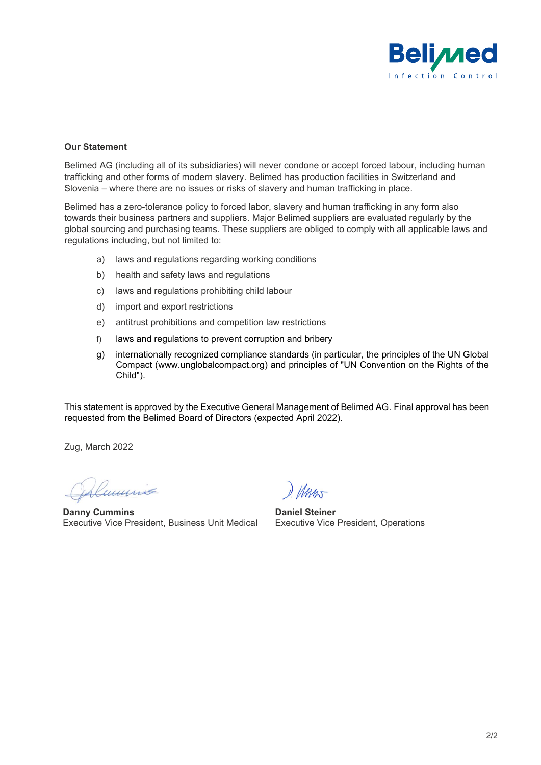**Our Statement**

Belimed AG (including all of its subsidiaries) will never condone or accept forced labour, including human trafficking and other forms of modern slavery. Belimed has production facilities in Switzerland and Slovenia – where there are no issues or risks of slavery and human trafficking in place.

Belimed has a zero-tolerance policy to forced labor, slavery and human trafficking in any form also towards their business partners and suppliers. Major Belimed suppliers are evaluated regularly by the global sourcing and purchasing teams. These suppliers are obliged to comply with all applicable laws and regulations including, but not limited to:

a) laws and regulations regarding working conditions

b) health and safety laws and regulations

c) laws and regulations prohibiting child labour

d) import and export restrictions

e) antitrust prohibitions and competition law restrictions

f) laws and regulations to prevent corruption and bribery

g) internationally recognized compliance standards (in particular, the principles of the UN Global Compact (www.unglobalcompact.org) and principles of "UN Convention on the Rights of the Child").

This statement is approved by the Executive General Management of Belimed AG. Final approval has been requested from the Belimed Board of Directors (expected April 2022).

Zug, March 2022

**Danny Cummins**
Executive Vice President, Business Unit Medical

**Daniel Steiner**
Executive Vice President, Operations